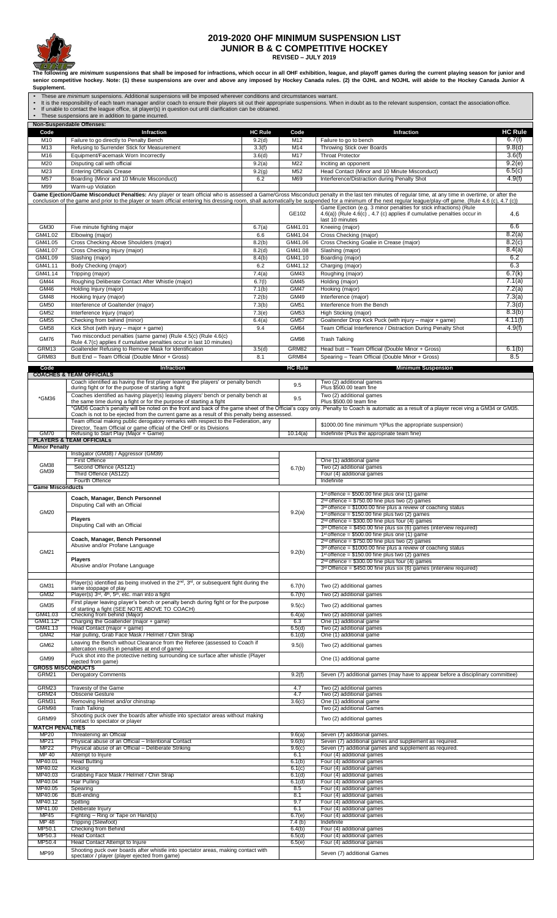# 2019-2020 OHF MINIMUM SUSPENSION LIST
## JUNIOR B & C COMPETITIVE HOCKEY
**REVISED – JULY 2019**

**The following are *minimum* suspensions that shall be imposed for infractions, which occur in all OHF exhibition, league, and playoff games during the current playing season for junior and senior competitive hockey. Note: (1) these suspensions are over and above any imposed by Hockey Canada rules. (2) the OJHL and NOJHL will abide to the Hockey Canada Junior A Supplement.**

- These are *minimum* suspensions. Additional suspensions will be imposed wherever conditions and circumstances warrant.
- It is the responsibility of each team manager and/or coach to ensure their players sit out their appropriate suspensions. When in doubt as to the relevant suspension, contact the association office.
- If unable to contact the league office, sit player(s) in question out until clarification can be obtained.
- These suspensions are in addition to game incurred.

**Non-Suspendable Offenses:**

| Code | Infraction | HC Rule | Code | Infraction | HC Rule |
|---|---|---|---|---|---|
| M10 | Failure to go directly to Penalty Bench | 9.2(d) | M12 | Failure to go to bench | 6.7(f) |
| M13 | Refusing to Surrender Stick for Measurement | 3.3(f) | M14 | Throwing Stick over Boards | 9.8(d) |
| M16 | Equipment/Facemask Worn Incorrectly | 3.6(d) | M17 | Throat Protector | 3.6(f) |
| M20 | Disputing call with official | 9.2(a) | M22 | Inciting an opponent | 9.2(e) |
| M23 | Entering Officials Crease | 9.2(g) | M52 | Head Contact (Minor and 10 Minute Misconduct) | 6.5(c) |
| M57 | Boarding (Minor and 10 Minute Misconduct) | 6.2 | M69 | Interference/Distraction during Penalty Shot | 4.9(f) |
| M99 | Warm-up Violation | | | | |

**Game Ejection/Game Misconduct Penalties:** Any player or team official who is assessed a Game/Gross Misconduct penalty in the last ten minutes of regular time, at any time in overtime, or after the conclusion of the game and prior to the player or team official entering his dressing room, shall automatically be suspended for a minimum of the next regular league/play-off game. (Rule 4.6 (c), 4.7 (c))

| Code | Infraction | HC Rule | Code | Infraction | HC Rule |
|---|---|---|---|---|---|
| | | | GE102 | Game Ejection (e.g. 3 minor penalties for stick infractions) (Rule 4.6(a)) (Rule 4.6(c) , 4.7 (c) applies if cumulative penalties occur in last 10 minutes | 4.6 |
| GM30 | Five minute fighting major | 6.7(a) | GM41.01 | Kneeing (major) | 6.6 |
| GM41.02 | Elbowing (major) | 6.6 | GM41.04 | Cross Checking (major) | 8.2(a) |
| GM41.05 | Cross Checking Above Shoulders (major) | 8.2(b) | GM41.06 | Cross Checking Goalie in Crease (major) | 8.2(c) |
| GM41.07 | Cross Checking Injury (major) | 8.2(d) | GM41.08 | Slashing (major) | 8.4(a) |
| GM41.09 | Slashing (major) | 8.4(b) | GM41.10 | Boarding (major) | 6.2 |
| GM41.11 | Body Checking (major) | 6.2 | GM41.12 | Charging (major) | 6.3 |
| GM41.14 | Tripping (major) | 7.4(a) | GM43 | Roughing (major) | 6.7(k) |
| GM44 | Roughing Deliberate Contact After Whistle (major) | 6.7(l) | GM45 | Holding (major) | 7.1(a) |
| GM46 | Holding Injury (major) | 7.1(b) | GM47 | Hooking (major) | 7.2(a) |
| GM48 | Hooking Injury (major) | 7.2(b) | GM49 | Interference (major) | 7.3(a) |
| GM50 | Interference of Goaltender (major) | 7.3(b) | GM51 | Interference from the Bench | 7.3(d) |
| GM52 | Interference Injury (major) | 7.3(e) | GM53 | High Sticking (major) | 8.3(b) |
| GM55 | Checking from behind (minor) | 6.4(a) | GM57 | Goaltender Drop Kick Puck (with injury – major + game) | 4.11(f) |
| GM58 | Kick Shot (with injury – major + game) | 9.4 | GM64 | Team Official Interference / Distraction During Penalty Shot | 4.9(f) |
| GM76 | Two misconduct penalties (same game) (Rule 4.5(c) (Rule 4.6(c) Rule 4.7(c) applies if cumulative penalties occur in last 10 minutes) | | GM98 | Trash Talking | |
| GRM13 | Goaltender Refusing to Remove Mask for Identification | 3.5(d) | GRM82 | Head butt – Team Official (Double Minor + Gross) | 6.1(b) |
| GRM83 | Butt End – Team Official (Double Minor + Gross) | 8.1 | GRM84 | Spearing – Team Official (Double Minor + Gross) | 8.5 |

| Code | Infraction | HC Rule | Minimum Suspension |
|---|---|---|---|
| **COACHES & TEAM OFFICIALS** | | | |
| *GM36 | Coach identified as having the first player leaving the players' or penalty bench during fight or for the purpose of starting a fight | 9.5 | Two (2) additional games Plus $500.00 team fine |
| | Coaches identified as having player(s) leaving players' bench or penalty bench at the same time during a fight or for the purpose of starting a fight | 9.5 | Two (2) additional games Plus $500.00 team fine |
| | *GM36 Coach's penalty will be noted on the front and back of the game sheet of the Official's copy only. Penalty to Coach is automatic as a result of a player recei ving a GM34 or GM35. Coach is not to be ejected from the current game as a result of this penalty being assessed. | | |
| | Team official making public derogatory remarks with respect to the Federation, any Director, Team Official or game official of the OHF or its Divisions | | $1000.00 fine minimum *(Plus the appropriate suspension) |
| GM70 | Refusing to Start Play (Major + Game) | 10.14(a) | Indefinite (Plus the appropriate team fine) |
| **PLAYERS & TEAM OFFICIALS** | | | |
| **Minor Penalty** | | | |
| GM38 GM39 | Instigator (GM38) / Aggressor (GM39) | 6.7(b) | |
| | First Offence | | One (1) additional game |
| | Second Offence (AS121) | | Two (2) additional games |
| | Third Offence (AS122) | | Four (4) additional games |
| | Fourth Offence | | Indefinite |
| **Game Misconducts** | | | |
| GM20 | **Coach, Manager, Bench Personnel** Disputing Call with an Official | 9.2(a) | 1st offence = $500.00 fine plus one (1) game<br>2nd offence = $750.00 fine plus two (2) games<br>3rd offence = $1000.00 fine plus a review of coaching status |
| | **Players** Disputing Call with an Official | | 1st offence = $150.00 fine plus two (2) games<br>2nd offence = $300.00 fine plus four (4) games<br>3rd Offence = $450.00 fine plus six (6) games (interview required) |
| GM21 | **Coach, Manager, Bench Personnel** Abusive and/or Profane Language | 9.2(b) | 1st offence = $500.00 fine plus one (1) game<br>2nd offence = $750.00 fine plus two (2) games<br>3rd offence = $1000.00 fine plus a review of coaching status |
| | **Players** Abusive and/or Profane Language | | 1st offence = $150.00 fine plus two (2) games<br>2nd offence = $300.00 fine plus four (4) games<br>3rd Offence = $450.00 fine plus six (6) games (interview required) |
| GM31 | Player(s) identified as being involved in the 2nd, 3rd, or subsequent fight during the same stoppage of play | 6.7(h) | Two (2) additional games |
| GM32 | Player(s) 3rd, 4th, 5th, etc. man into a fight | 6.7(h) | Two (2) additional games |
| GM35 | First player leaving player's bench or penalty bench during fight or for the purpose of starting a fight (SEE NOTE ABOVE TO COACH) | 9.5(c) | Two (2) additional games |
| GM41.03 | Checking from behind (Major) | 6.4(a) | Two (2) additional games |
| GM41.12* | Charging the Goaltender (major + game) | 6.3 | One (1) additional game |
| GM41.13 | Head Contact (major + game) | 6.5(d) | Two (2) additional games |
| GM42 | Hair pulling, Grab Face Mask / Helmet / Chin Strap | 6.1(d) | One (1) additional game |
| GM62 | Leaving the Bench without Clearance from the Referee (assessed to Coach if altercation results in penalties at end of game) | 9.5(i) | Two (2) additional games |
| GM99 | Puck shot into the protective netting surrounding ice surface after whistle (Player ejected from game) | | One (1) additional game |
| **GROSS MISCONDUCTS** | | | |
| GRM21 | Derogatory Comments | 9.2(f) | Seven (7) additional games (may have to appear before a disciplinary committee) |
| GRM23 | Travesty of the Game | 4.7 | Two (2) additional games |
| GRM24 | Obscene Gesture | 4.7 | Two (2) additional games |
| GRM31 | Removing Helmet and/or chinstrap | 3.6(c) | One (1) additional game |
| GRM98 | Trash Talking | | Two (2) additional Games |
| GRM99 | Shooting puck over the boards after whistle into spectator areas without making contact to spectator or player | | Two (2) additional games |
| **MATCH PENALTIES** | | | |
| MP20 | Threatening an Official | 9.6(a) | Seven (7) additional games. |
| MP21 | Physical abuse of an Official – Intentional Contact | 9.6(b) | Seven (7) additional games and supplement as required. |
| MP22 | Physical abuse of an Official – Deliberate Striking | 9.6(c) | Seven (7) additional games and supplement as required. |
| MP 40 | Attempt to Injure | 6.1 | Four (4) additional games |
| MP40.01 | Head Butting | 6.1(b) | Four (4) additional games |
| MP40.02 | Kicking | 6.1(c) | Four (4) additional games |
| MP40.03 | Grabbing Face Mask / Helmet / Chin Strap | 6.1(d) | Four (4) additional games |
| MP40.04 | Hair Pulling | 6.1(d) | Four (4) additional games |
| MP40.05 | Spearing | 8.5 | Four (4) additional games |
| MP40.06 | Butt-ending | 8.1 | Four (4) additional games |
| MP40.12 | Spitting | 9.7 | Four (4) additional games. |
| MP41.00 | Deliberate Injury | 6.1 | Four (4) additional games |
| MP45 | Fighting – Ring or Tape on Hand(s) | 6.7(e) | Four (4) additional games |
| MP 48 | Tripping (Slewfoot) | 7.4 (b) | Indefinite |
| MP50.1 | Checking from Behind | 6.4(b) | Four (4) additional games |
| MP50.3 | Head Contact | 6.5(d) | Four (4) additional games |
| MP50.4 | Head Contact Attempt to Injure | 6.5(e) | Four (4) additional games |
| MP99 | Shooting puck over boards after whistle into spectator areas, making contact with spectator / player (player ejected from game) | | Seven (7) additional Games |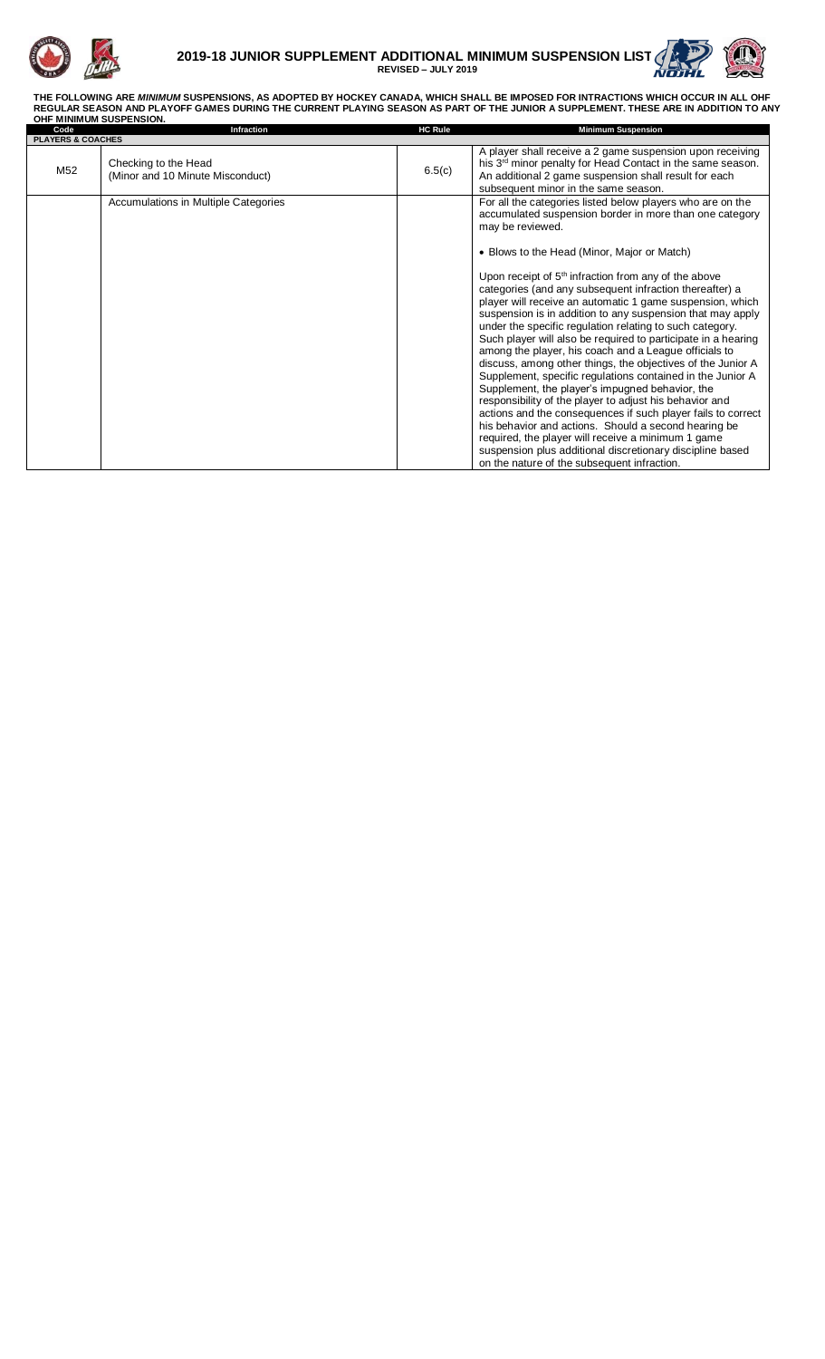# 2019-18 JUNIOR SUPPLEMENT ADDITIONAL MINIMUM SUSPENSION LIST

**REVISED – JULY 2019**

**THE FOLLOWING ARE *MINIMUM* SUSPENSIONS, AS ADOPTED BY HOCKEY CANADA, WHICH SHALL BE IMPOSED FOR INTRACTIONS WHICH OCCUR IN ALL OHF REGULAR SEASON AND PLAYOFF GAMES DURING THE CURRENT PLAYING SEASON AS PART OF THE JUNIOR A SUPPLEMENT. THESE ARE IN ADDITION TO ANY OHF MINIMUM SUSPENSION.**

| Code | Infraction | HC Rule | Minimum Suspension |
|---|---|---|---|
| **PLAYERS & COACHES** | | | |
| M52 | Checking to the Head (Minor and 10 Minute Misconduct) | 6.5(c) | A player shall receive a 2 game suspension upon receiving his 3rd minor penalty for Head Contact in the same season. An additional 2 game suspension shall result for each subsequent minor in the same season. |
| | Accumulations in Multiple Categories | | For all the categories listed below players who are on the accumulated suspension border in more than one category may be reviewed. <br><br> • Blows to the Head (Minor, Major or Match) <br><br> Upon receipt of 5th infraction from any of the above categories (and any subsequent infraction thereafter) a player will receive an automatic 1 game suspension, which suspension is in addition to any suspension that may apply under the specific regulation relating to such category. Such player will also be required to participate in a hearing among the player, his coach and a League officials to discuss, among other things, the objectives of the Junior A Supplement, specific regulations contained in the Junior A Supplement, the player's impugned behavior, the responsibility of the player to adjust his behavior and actions and the consequences if such player fails to correct his behavior and actions. Should a second hearing be required, the player will receive a minimum 1 game suspension plus additional discretionary discipline based on the nature of the subsequent infraction. |